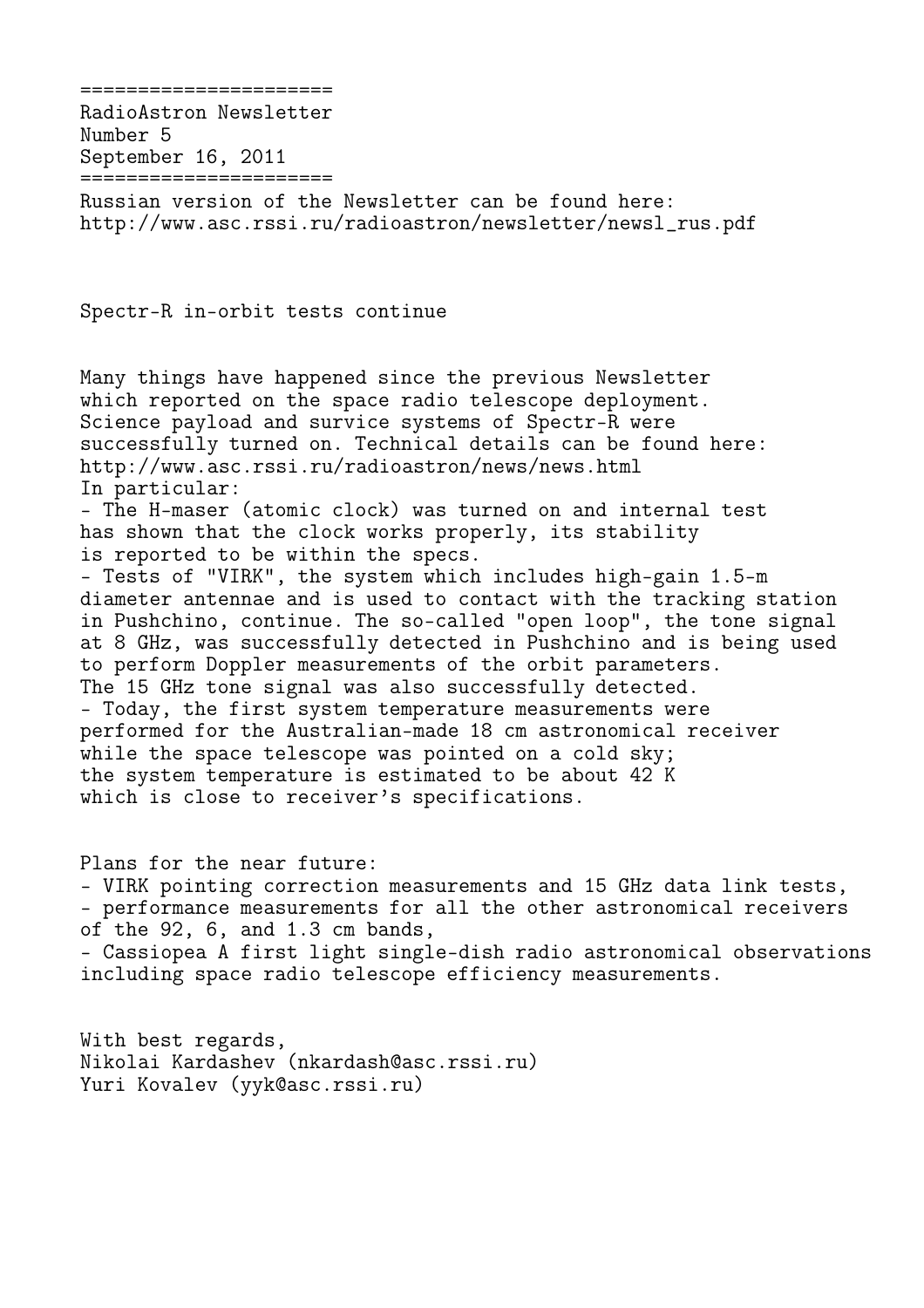======================
RadioAstron Newsletter
Number 5
September 16, 2011
======================

Russian version of the Newsletter can be found here:
http://www.asc.rssi.ru/radioastron/newsletter/newsl_rus.pdf

## Spectr-R in-orbit tests continue

Many things have happened since the previous Newsletter which reported on the space radio telescope deployment. Science payload and survice systems of Spectr-R were successfully turned on. Technical details can be found here:
http://www.asc.rssi.ru/radioastron/news/news.html
In particular:

- The H-maser (atomic clock) was turned on and internal test has shown that the clock works properly, its stability is reported to be within the specs.
- Tests of "VIRK", the system which includes high-gain 1.5-m diameter antennae and is used to contact with the tracking station in Pushchino, continue. The so-called "open loop", the tone signal at 8 GHz, was successfully detected in Pushchino and is being used to perform Doppler measurements of the orbit parameters. The 15 GHz tone signal was also successfully detected.
- Today, the first system temperature measurements were performed for the Australian-made 18 cm astronomical receiver while the space telescope was pointed on a cold sky; the system temperature is estimated to be about 42 K which is close to receiver's specifications.

Plans for the near future:

- VIRK pointing correction measurements and 15 GHz data link tests,
- performance measurements for all the other astronomical receivers of the 92, 6, and 1.3 cm bands,
- Cassiopea A first light single-dish radio astronomical observations including space radio telescope efficiency measurements.

With best regards,
Nikolai Kardashev (nkardash@asc.rssi.ru)
Yuri Kovalev (yyk@asc.rssi.ru)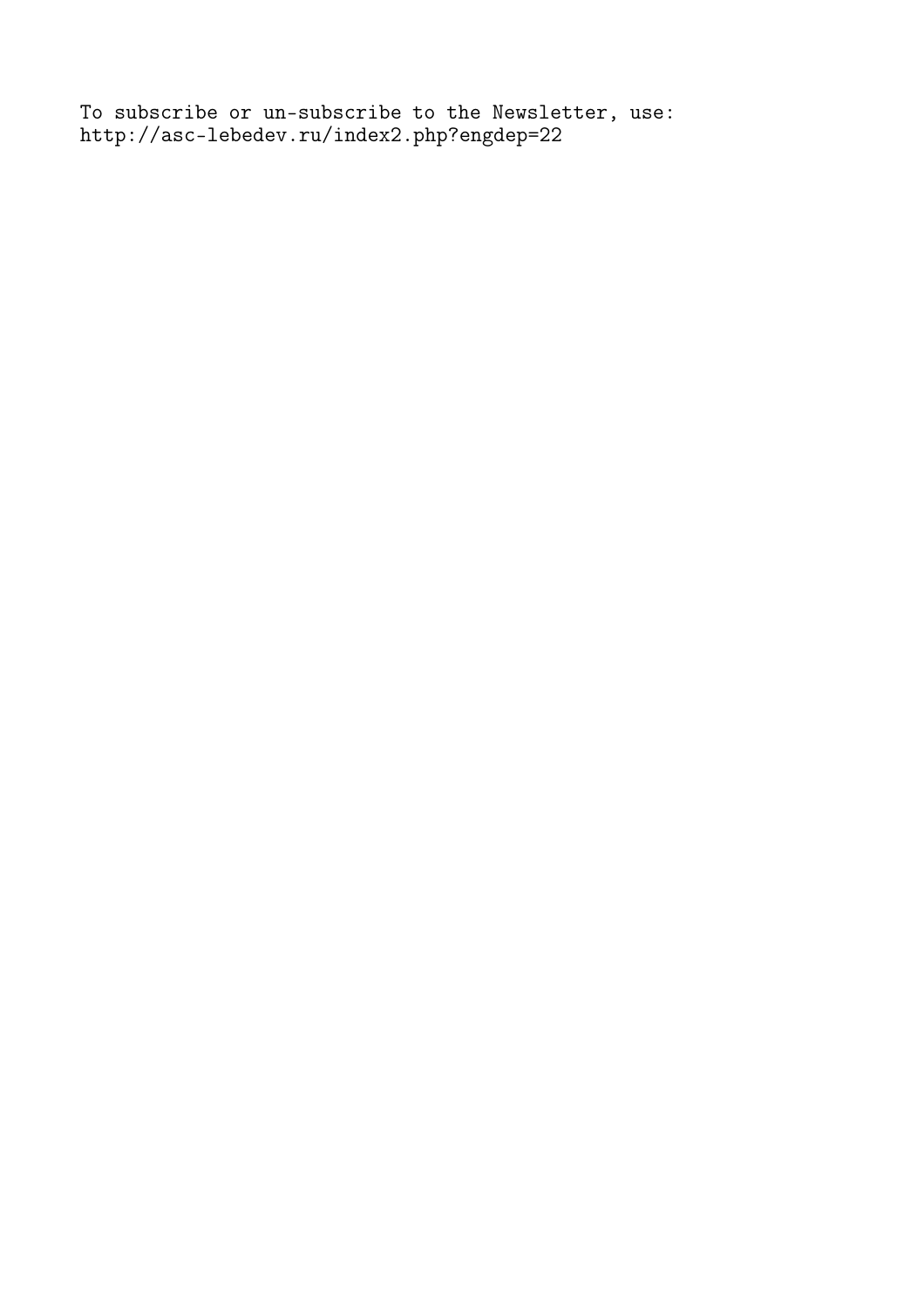To subscribe or un-subscribe to the Newsletter, use:
http://asc-lebedev.ru/index2.php?engdep=22